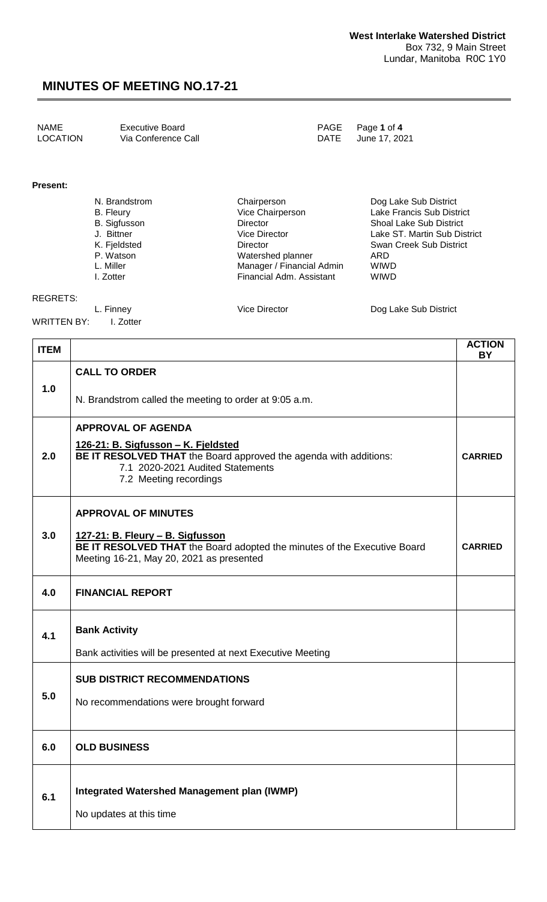**West Interlake Watershed District**
Box 732, 9 Main Street
Lundar, Manitoba R0C 1Y0

# MINUTES OF MEETING NO.17-21

| | | | |
|---|---|---|---|
| NAME | Executive Board | PAGE | Page **1** of **4** |
| LOCATION | Via Conference Call | DATE | June 17, 2021 |

**Present:**

| | | |
|---|---|---|
| N. Brandstrom | Chairperson | Dog Lake Sub District |
| B. Fleury | Vice Chairperson | Lake Francis Sub District |
| B. Sigfusson | Director | Shoal Lake Sub District |
| J. Bittner | Vice Director | Lake ST. Martin Sub District |
| K. Fjeldsted | Director | Swan Creek Sub District |
| P. Watson | Watershed planner | ARD |
| L. Miller | Manager / Financial Admin | WIWD |
| I. Zotter | Financial Adm. Assistant | WIWD |

REGRETS:

| | | |
|---|---|---|
| L. Finney | Vice Director | Dog Lake Sub District |

WRITTEN BY: I. Zotter

| ITEM | | ACTION BY |
|---|---|---|
| 1.0 | **CALL TO ORDER**<br><br>N. Brandstrom called the meeting to order at 9:05 a.m. | |
| 2.0 | **APPROVAL OF AGENDA**<br><br>**126-21: B. Sigfusson – K. Fjeldsted**<br>**BE IT RESOLVED THAT** the Board approved the agenda with additions:<br>7.1 2020-2021 Audited Statements<br>7.2 Meeting recordings | **CARRIED** |
| 3.0 | **APPROVAL OF MINUTES**<br><br>**127-21: B. Fleury – B. Sigfusson**<br>**BE IT RESOLVED THAT** the Board adopted the minutes of the Executive Board Meeting 16-21, May 20, 2021 as presented | **CARRIED** |
| 4.0 | **FINANCIAL REPORT** | |
| 4.1 | **Bank Activity**<br><br>Bank activities will be presented at next Executive Meeting | |
| 5.0 | **SUB DISTRICT RECOMMENDATIONS**<br><br>No recommendations were brought forward | |
| 6.0 | **OLD BUSINESS** | |
| 6.1 | **Integrated Watershed Management plan (IWMP)**<br><br>No updates at this time | |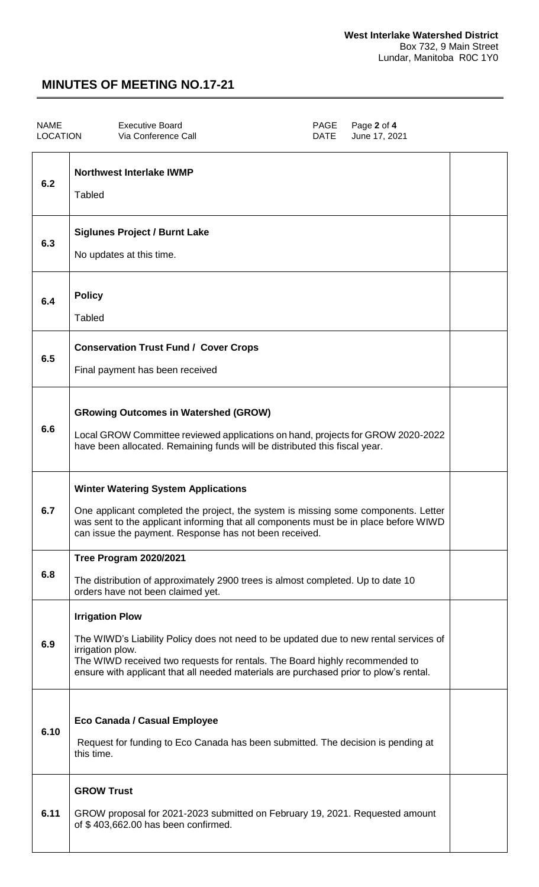| NAME | Executive Board | PAGE | Page 2 of 4 |
|---|---|---|---|
| LOCATION | Via Conference Call | DATE | June 17, 2021 |

| | | |
|---|---|---|
| 6.2 | **Northwest Interlake IWMP**<br><br>Tabled | |
| 6.3 | **Siglunes Project / Burnt Lake**<br><br>No updates at this time. | |
| 6.4 | **Policy**<br><br>Tabled | |
| 6.5 | **Conservation Trust Fund / Cover Crops**<br><br>Final payment has been received | |
| 6.6 | **GRowing Outcomes in Watershed (GROW)**<br><br>Local GROW Committee reviewed applications on hand, projects for GROW 2020-2022 have been allocated. Remaining funds will be distributed this fiscal year. | |
| 6.7 | **Winter Watering System Applications**<br><br>One applicant completed the project, the system is missing some components. Letter was sent to the applicant informing that all components must be in place before WIWD can issue the payment. Response has not been received. | |
| 6.8 | **Tree Program 2020/2021**<br><br>The distribution of approximately 2900 trees is almost completed. Up to date 10 orders have not been claimed yet. | |
| 6.9 | **Irrigation Plow**<br><br>The WIWD's Liability Policy does not need to be updated due to new rental services of irrigation plow.<br>The WIWD received two requests for rentals. The Board highly recommended to ensure with applicant that all needed materials are purchased prior to plow's rental. | |
| 6.10 | **Eco Canada / Casual Employee**<br><br>Request for funding to Eco Canada has been submitted. The decision is pending at this time. | |
| 6.11 | **GROW Trust**<br><br>GROW proposal for 2021-2023 submitted on February 19, 2021. Requested amount of $ 403,662.00 has been confirmed. | |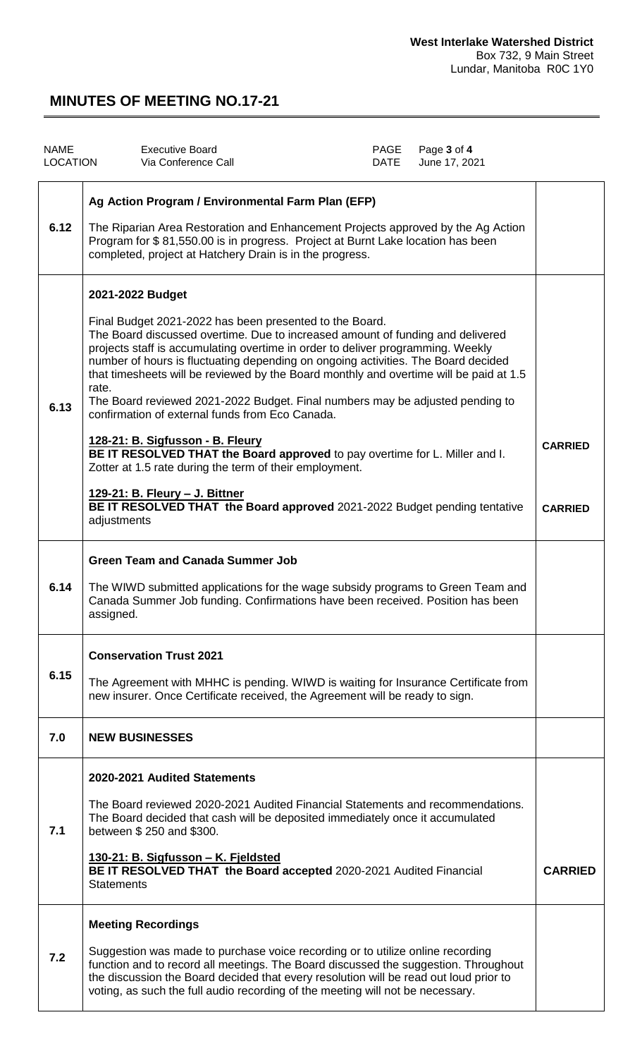**West Interlake Watershed District**
Box 732, 9 Main Street
Lundar, Manitoba R0C 1Y0

# MINUTES OF MEETING NO.17-21

| | | | |
|---|---|---|---|
| NAME | Executive Board | PAGE | Page **3** of **4** |
| LOCATION | Via Conference Call | DATE | June 17, 2021 |

| | | |
|---|---|---|
| 6.12 | **Ag Action Program / Environmental Farm Plan (EFP)**<br><br>The Riparian Area Restoration and Enhancement Projects approved by the Ag Action Program for $ 81,550.00 is in progress. Project at Burnt Lake location has been completed, project at Hatchery Drain is in the progress. | |
| 6.13 | **2021-2022 Budget**<br><br>Final Budget 2021-2022 has been presented to the Board.<br>The Board discussed overtime. Due to increased amount of funding and delivered projects staff is accumulating overtime in order to deliver programming. Weekly number of hours is fluctuating depending on ongoing activities. The Board decided that timesheets will be reviewed by the Board monthly and overtime will be paid at 1.5 rate.<br>The Board reviewed 2021-2022 Budget. Final numbers may be adjusted pending to confirmation of external funds from Eco Canada.<br><br>**<u>128-21: B. Sigfusson - B. Fleury</u>**<br>**BE IT RESOLVED THAT the Board approved** to pay overtime for L. Miller and I. Zotter at 1.5 rate during the term of their employment.<br><br>**<u>129-21: B. Fleury – J. Bittner</u>**<br>**BE IT RESOLVED THAT the Board approved** 2021-2022 Budget pending tentative adjustments | **CARRIED**<br><br>**CARRIED** |
| 6.14 | **Green Team and Canada Summer Job**<br><br>The WIWD submitted applications for the wage subsidy programs to Green Team and Canada Summer Job funding. Confirmations have been received. Position has been assigned. | |
| 6.15 | **Conservation Trust 2021**<br><br>The Agreement with MHHC is pending. WIWD is waiting for Insurance Certificate from new insurer. Once Certificate received, the Agreement will be ready to sign. | |
| 7.0 | **NEW BUSINESSES** | |
| 7.1 | **2020-2021 Audited Statements**<br><br>The Board reviewed 2020-2021 Audited Financial Statements and recommendations. The Board decided that cash will be deposited immediately once it accumulated between $ 250 and $300.<br><br>**<u>130-21: B. Sigfusson – K. Fjeldsted</u>**<br>**BE IT RESOLVED THAT the Board accepted** 2020-2021 Audited Financial Statements | **CARRIED** |
| 7.2 | **Meeting Recordings**<br><br>Suggestion was made to purchase voice recording or to utilize online recording function and to record all meetings. The Board discussed the suggestion. Throughout the discussion the Board decided that every resolution will be read out loud prior to voting, as such the full audio recording of the meeting will not be necessary. | |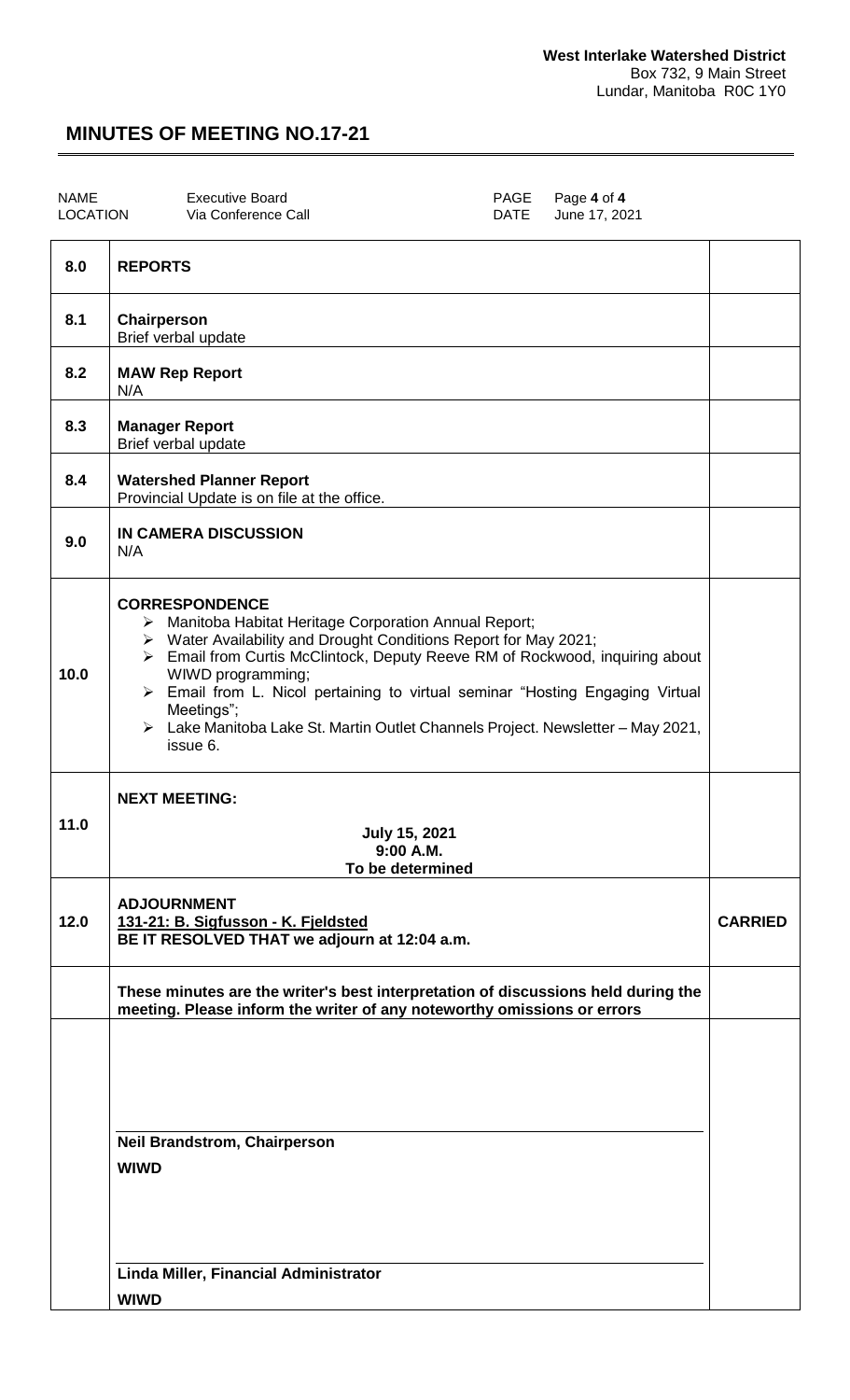**West Interlake Watershed District**
Box 732, 9 Main Street
Lundar, Manitoba R0C 1Y0

# MINUTES OF MEETING NO.17-21

| | | | |
|---|---|---|---|
| NAME | Executive Board | PAGE | Page **4** of **4** |
| LOCATION | Via Conference Call | DATE | June 17, 2021 |

| | | |
|---|---|---|
| **8.0** | **REPORTS** | |
| **8.1** | **Chairperson**<br>Brief verbal update | |
| **8.2** | **MAW Rep Report**<br>N/A | |
| **8.3** | **Manager Report**<br>Brief verbal update | |
| **8.4** | **Watershed Planner Report**<br>Provincial Update is on file at the office. | |
| **9.0** | **IN CAMERA DISCUSSION**<br>N/A | |
| **10.0** | **CORRESPONDENCE**<br>➢ Manitoba Habitat Heritage Corporation Annual Report;<br>➢ Water Availability and Drought Conditions Report for May 2021;<br>➢ Email from Curtis McClintock, Deputy Reeve RM of Rockwood, inquiring about WIWD programming;<br>➢ Email from L. Nicol pertaining to virtual seminar "Hosting Engaging Virtual Meetings";<br>➢ Lake Manitoba Lake St. Martin Outlet Channels Project. Newsletter – May 2021, issue 6. | |
| **11.0** | **NEXT MEETING:**<br>**July 15, 2021**<br>**9:00 A.M.**<br>**To be determined** | |
| **12.0** | **ADJOURNMENT**<br>**131-21: B. Sigfusson - K. Fjeldsted**<br>**BE IT RESOLVED THAT we adjourn at 12:04 a.m.** | **CARRIED** |
| | **These minutes are the writer's best interpretation of discussions held during the meeting. Please inform the writer of any noteworthy omissions or errors** | |
| | **Neil Brandstrom, Chairperson**<br>**WIWD**<br><br>**Linda Miller, Financial Administrator**<br>**WIWD** | |